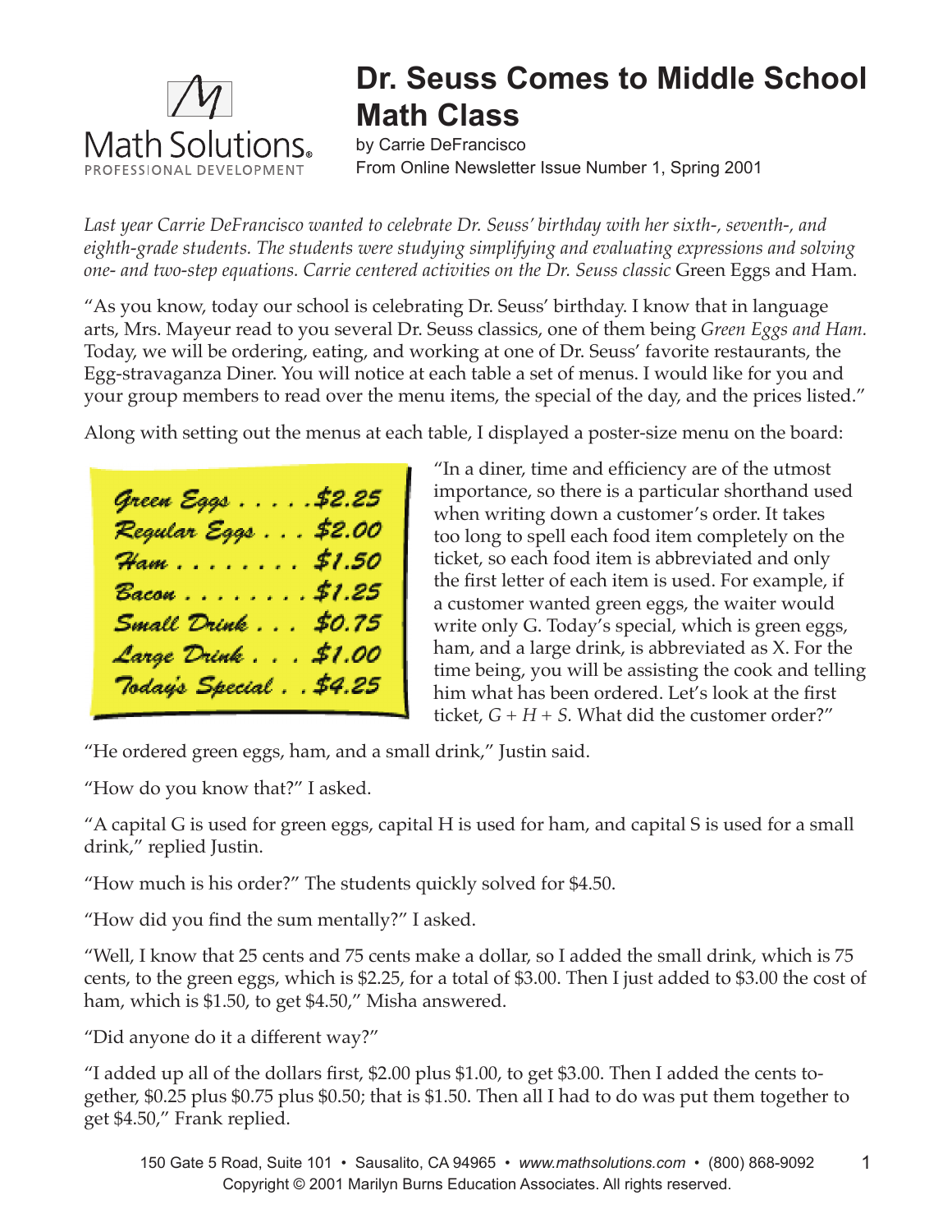Math Solutions® PROFESSIONAL DEVELOPMENT

# Dr. Seuss Comes to Middle School Math Class

by Carrie DeFrancisco
From Online Newsletter Issue Number 1, Spring 2001

*Last year Carrie DeFrancisco wanted to celebrate Dr. Seuss' birthday with her sixth-, seventh-, and eighth-grade students. The students were studying simplifying and evaluating expressions and solving one- and two-step equations. Carrie centered activities on the Dr. Seuss classic* Green Eggs and Ham.

"As you know, today our school is celebrating Dr. Seuss' birthday. I know that in language arts, Mrs. Mayeur read to you several Dr. Seuss classics, one of them being *Green Eggs and Ham.* Today, we will be ordering, eating, and working at one of Dr. Seuss' favorite restaurants, the Egg-stravaganza Diner. You will notice at each table a set of menus. I would like for you and your group members to read over the menu items, the special of the day, and the prices listed."

Along with setting out the menus at each table, I displayed a poster-size menu on the board:

| Item | Price |
|---|---|
| Green Eggs | $2.25 |
| Regular Eggs | $2.00 |
| Ham | $1.50 |
| Bacon | $1.25 |
| Small Drink | $0.75 |
| Large Drink | $1.00 |
| Today's Special | $4.25 |

"In a diner, time and efficiency are of the utmost importance, so there is a particular shorthand used when writing down a customer's order. It takes too long to spell each food item completely on the ticket, so each food item is abbreviated and only the first letter of each item is used. For example, if a customer wanted green eggs, the waiter would write only G. Today's special, which is green eggs, ham, and a large drink, is abbreviated as X. For the time being, you will be assisting the cook and telling him what has been ordered. Let's look at the first ticket, $G + H + S$. What did the customer order?"

"He ordered green eggs, ham, and a small drink," Justin said.

"How do you know that?" I asked.

"A capital G is used for green eggs, capital H is used for ham, and capital S is used for a small drink," replied Justin.

"How much is his order?" The students quickly solved for $4.50.

"How did you find the sum mentally?" I asked.

"Well, I know that 25 cents and 75 cents make a dollar, so I added the small drink, which is 75 cents, to the green eggs, which is $2.25, for a total of $3.00. Then I just added to $3.00 the cost of ham, which is $1.50, to get $4.50," Misha answered.

"Did anyone do it a different way?"

"I added up all of the dollars first, $2.00 plus $1.00, to get $3.00. Then I added the cents together, $0.25 plus $0.75 plus $0.50; that is $1.50. Then all I had to do was put them together to get $4.50," Frank replied.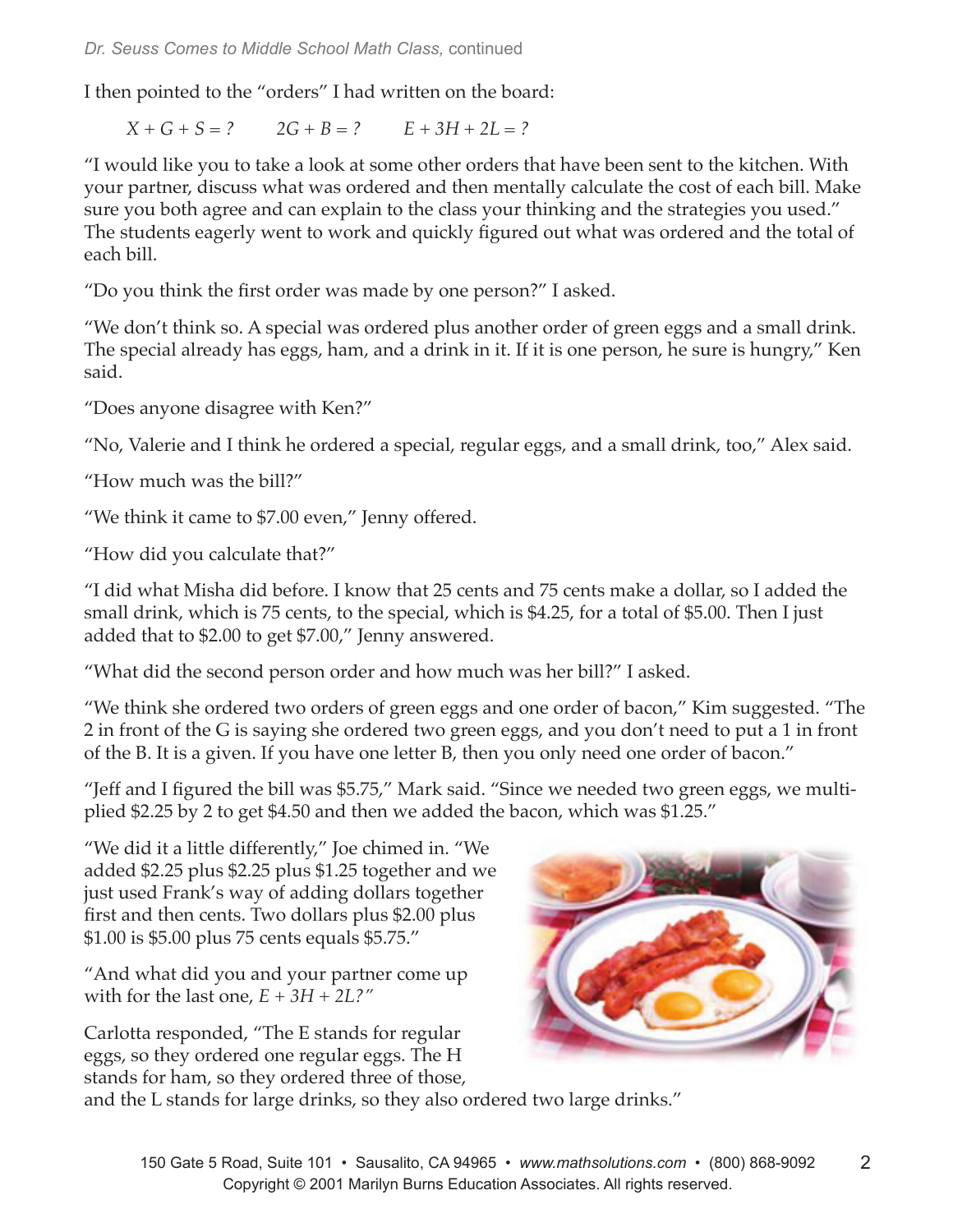I then pointed to the "orders" I had written on the board:

$X + G + S = ?$ $\quad 2G + B = ?$ $\quad E + 3H + 2L = ?$

"I would like you to take a look at some other orders that have been sent to the kitchen. With your partner, discuss what was ordered and then mentally calculate the cost of each bill. Make sure you both agree and can explain to the class your thinking and the strategies you used." The students eagerly went to work and quickly figured out what was ordered and the total of each bill.

"Do you think the first order was made by one person?" I asked.

"We don't think so. A special was ordered plus another order of green eggs and a small drink. The special already has eggs, ham, and a drink in it. If it is one person, he sure is hungry," Ken said.

"Does anyone disagree with Ken?"

"No, Valerie and I think he ordered a special, regular eggs, and a small drink, too," Alex said.

"How much was the bill?"

"We think it came to $7.00 even," Jenny offered.

"How did you calculate that?"

"I did what Misha did before. I know that 25 cents and 75 cents make a dollar, so I added the small drink, which is 75 cents, to the special, which is $4.25, for a total of $5.00. Then I just added that to $2.00 to get $7.00," Jenny answered.

"What did the second person order and how much was her bill?" I asked.

"We think she ordered two orders of green eggs and one order of bacon," Kim suggested. "The 2 in front of the G is saying she ordered two green eggs, and you don't need to put a 1 in front of the B. It is a given. If you have one letter B, then you only need one order of bacon."

"Jeff and I figured the bill was $5.75," Mark said. "Since we needed two green eggs, we multiplied $2.25 by 2 to get $4.50 and then we added the bacon, which was $1.25."

"We did it a little differently," Joe chimed in. "We added $2.25 plus $2.25 plus $1.25 together and we just used Frank's way of adding dollars together first and then cents. Two dollars plus $2.00 plus $1.00 is $5.00 plus 75 cents equals $5.75."

"And what did you and your partner come up with for the last one, $E + 3H + 2L$?"

Carlotta responded, "The E stands for regular eggs, so they ordered one regular eggs. The H stands for ham, so they ordered three of those, and the L stands for large drinks, so they also ordered two large drinks."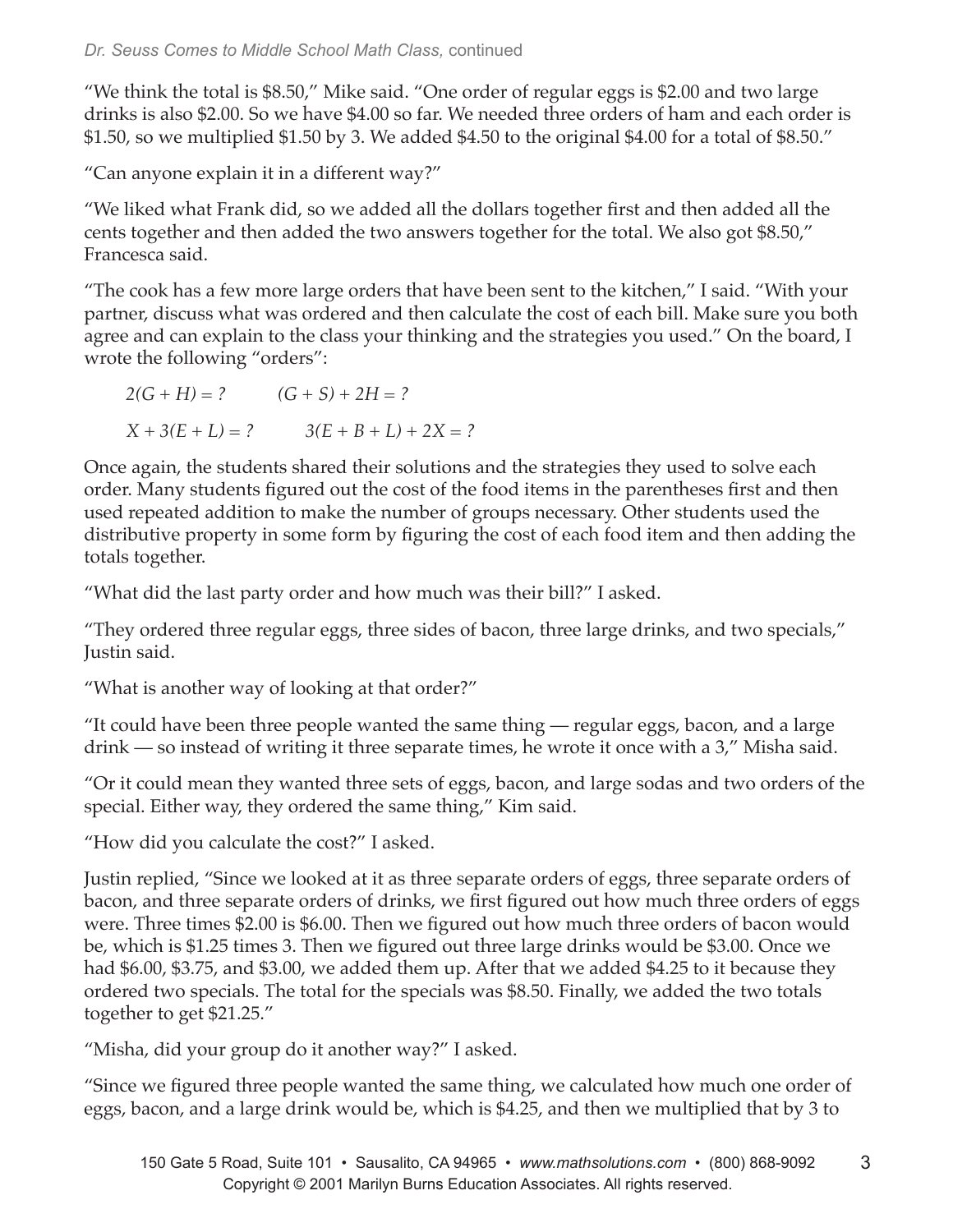"We think the total is \$8.50," Mike said. "One order of regular eggs is \$2.00 and two large drinks is also \$2.00. So we have \$4.00 so far. We needed three orders of ham and each order is \$1.50, so we multiplied \$1.50 by 3. We added \$4.50 to the original \$4.00 for a total of \$8.50."

"Can anyone explain it in a different way?"

"We liked what Frank did, so we added all the dollars together first and then added all the cents together and then added the two answers together for the total. We also got \$8.50," Francesca said.

"The cook has a few more large orders that have been sent to the kitchen," I said. "With your partner, discuss what was ordered and then calculate the cost of each bill. Make sure you both agree and can explain to the class your thinking and the strategies you used." On the board, I wrote the following "orders":

$2(G + H) = ?$ $\qquad (G + S) + 2H = ?$

$X + 3(E + L) = ?$ $\qquad 3(E + B + L) + 2X = ?$

Once again, the students shared their solutions and the strategies they used to solve each order. Many students figured out the cost of the food items in the parentheses first and then used repeated addition to make the number of groups necessary. Other students used the distributive property in some form by figuring the cost of each food item and then adding the totals together.

"What did the last party order and how much was their bill?" I asked.

"They ordered three regular eggs, three sides of bacon, three large drinks, and two specials," Justin said.

"What is another way of looking at that order?"

"It could have been three people wanted the same thing — regular eggs, bacon, and a large drink — so instead of writing it three separate times, he wrote it once with a 3," Misha said.

"Or it could mean they wanted three sets of eggs, bacon, and large sodas and two orders of the special. Either way, they ordered the same thing," Kim said.

"How did you calculate the cost?" I asked.

Justin replied, "Since we looked at it as three separate orders of eggs, three separate orders of bacon, and three separate orders of drinks, we first figured out how much three orders of eggs were. Three times \$2.00 is \$6.00. Then we figured out how much three orders of bacon would be, which is \$1.25 times 3. Then we figured out three large drinks would be \$3.00. Once we had \$6.00, \$3.75, and \$3.00, we added them up. After that we added \$4.25 to it because they ordered two specials. The total for the specials was \$8.50. Finally, we added the two totals together to get \$21.25."

"Misha, did your group do it another way?" I asked.

"Since we figured three people wanted the same thing, we calculated how much one order of eggs, bacon, and a large drink would be, which is \$4.25, and then we multiplied that by 3 to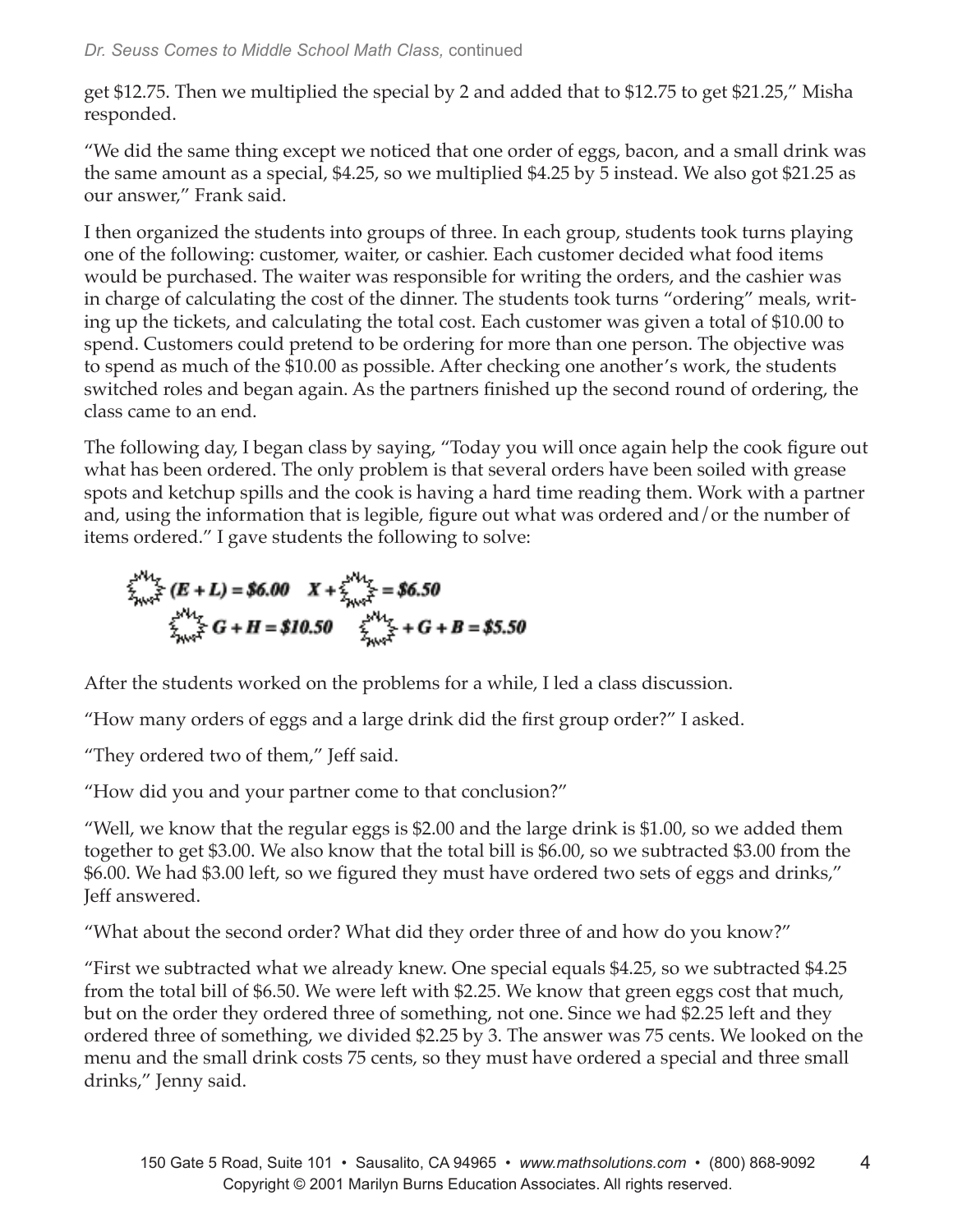get $12.75. Then we multiplied the special by 2 and added that to $12.75 to get $21.25," Misha responded.

"We did the same thing except we noticed that one order of eggs, bacon, and a small drink was the same amount as a special, $4.25, so we multiplied $4.25 by 5 instead. We also got $21.25 as our answer," Frank said.

I then organized the students into groups of three. In each group, students took turns playing one of the following: customer, waiter, or cashier. Each customer decided what food items would be purchased. The waiter was responsible for writing the orders, and the cashier was in charge of calculating the cost of the dinner. The students took turns "ordering" meals, writing up the tickets, and calculating the total cost. Each customer was given a total of $10.00 to spend. Customers could pretend to be ordering for more than one person. The objective was to spend as much of the $10.00 as possible. After checking one another's work, the students switched roles and began again. As the partners finished up the second round of ordering, the class came to an end.

The following day, I began class by saying, "Today you will once again help the cook figure out what has been ordered. The only problem is that several orders have been soiled with grease spots and ketchup spills and the cook is having a hard time reading them. Work with a partner and, using the information that is legible, figure out what was ordered and/or the number of items ordered." I gave students the following to solve:

$$\star\,(E + L) = \$6.00 \qquad X + \star = \$6.50$$

$$\star\,G + H = \$10.50 \qquad \star + G + B = \$5.50$$

After the students worked on the problems for a while, I led a class discussion.

"How many orders of eggs and a large drink did the first group order?" I asked.

"They ordered two of them," Jeff said.

"How did you and your partner come to that conclusion?"

"Well, we know that the regular eggs is $2.00 and the large drink is $1.00, so we added them together to get $3.00. We also know that the total bill is $6.00, so we subtracted $3.00 from the $6.00. We had $3.00 left, so we figured they must have ordered two sets of eggs and drinks," Jeff answered.

"What about the second order? What did they order three of and how do you know?"

"First we subtracted what we already knew. One special equals $4.25, so we subtracted $4.25 from the total bill of $6.50. We were left with $2.25. We know that green eggs cost that much, but on the order they ordered three of something, not one. Since we had $2.25 left and they ordered three of something, we divided $2.25 by 3. The answer was 75 cents. We looked on the menu and the small drink costs 75 cents, so they must have ordered a special and three small drinks," Jenny said.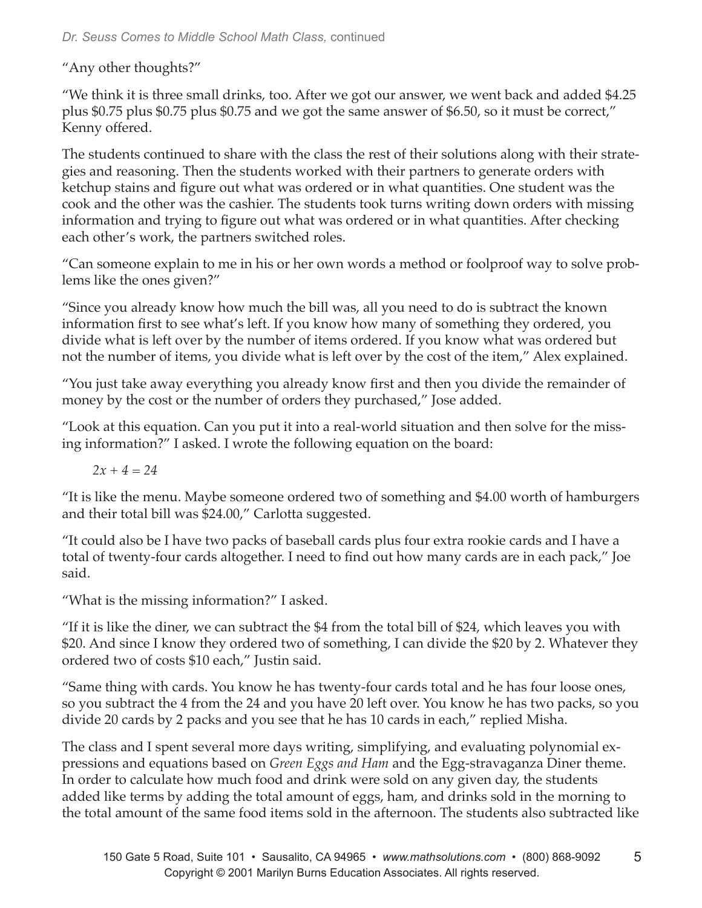"Any other thoughts?"

"We think it is three small drinks, too. After we got our answer, we went back and added $4.25 plus $0.75 plus $0.75 plus $0.75 and we got the same answer of $6.50, so it must be correct," Kenny offered.

The students continued to share with the class the rest of their solutions along with their strategies and reasoning. Then the students worked with their partners to generate orders with ketchup stains and figure out what was ordered or in what quantities. One student was the cook and the other was the cashier. The students took turns writing down orders with missing information and trying to figure out what was ordered or in what quantities. After checking each other's work, the partners switched roles.

"Can someone explain to me in his or her own words a method or foolproof way to solve problems like the ones given?"

"Since you already know how much the bill was, all you need to do is subtract the known information first to see what's left. If you know how many of something they ordered, you divide what is left over by the number of items ordered. If you know what was ordered but not the number of items, you divide what is left over by the cost of the item," Alex explained.

"You just take away everything you already know first and then you divide the remainder of money by the cost or the number of orders they purchased," Jose added.

"Look at this equation. Can you put it into a real-world situation and then solve for the missing information?" I asked. I wrote the following equation on the board:

$$2x + 4 = 24$$

"It is like the menu. Maybe someone ordered two of something and $4.00 worth of hamburgers and their total bill was $24.00," Carlotta suggested.

"It could also be I have two packs of baseball cards plus four extra rookie cards and I have a total of twenty-four cards altogether. I need to find out how many cards are in each pack," Joe said.

"What is the missing information?" I asked.

"If it is like the diner, we can subtract the $4 from the total bill of $24, which leaves you with $20. And since I know they ordered two of something, I can divide the $20 by 2. Whatever they ordered two of costs $10 each," Justin said.

"Same thing with cards. You know he has twenty-four cards total and he has four loose ones, so you subtract the 4 from the 24 and you have 20 left over. You know he has two packs, so you divide 20 cards by 2 packs and you see that he has 10 cards in each," replied Misha.

The class and I spent several more days writing, simplifying, and evaluating polynomial expressions and equations based on *Green Eggs and Ham* and the Egg-stravaganza Diner theme. In order to calculate how much food and drink were sold on any given day, the students added like terms by adding the total amount of eggs, ham, and drinks sold in the morning to the total amount of the same food items sold in the afternoon. The students also subtracted like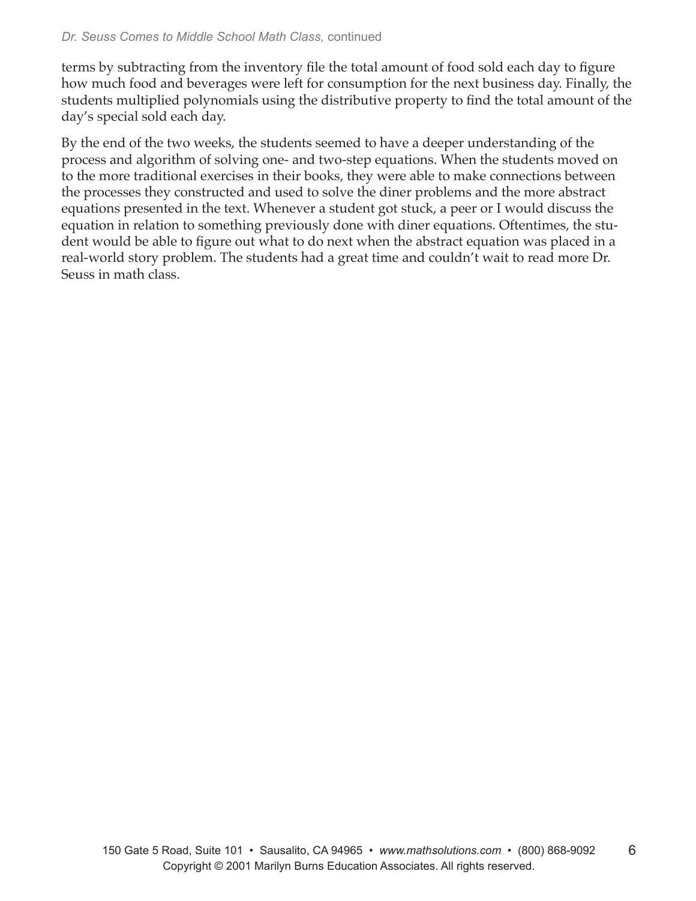terms by subtracting from the inventory file the total amount of food sold each day to figure how much food and beverages were left for consumption for the next business day. Finally, the students multiplied polynomials using the distributive property to find the total amount of the day's special sold each day.

By the end of the two weeks, the students seemed to have a deeper understanding of the process and algorithm of solving one- and two-step equations. When the students moved on to the more traditional exercises in their books, they were able to make connections between the processes they constructed and used to solve the diner problems and the more abstract equations presented in the text. Whenever a student got stuck, a peer or I would discuss the equation in relation to something previously done with diner equations. Oftentimes, the student would be able to figure out what to do next when the abstract equation was placed in a real-world story problem. The students had a great time and couldn't wait to read more Dr. Seuss in math class.